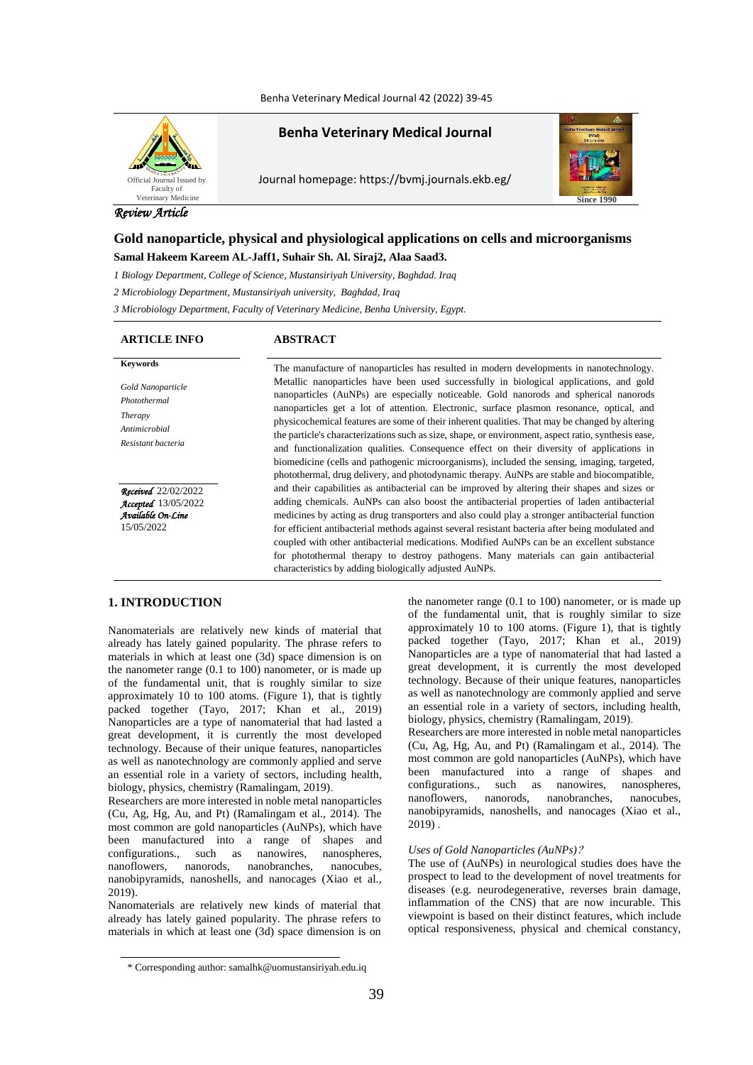Benha Veterinary Medical Journal

Journal homepage: https://bvmj.journals.ekb.eg/

Official Journal Issued by Faculty of Veterinary Medicine

Since 1990

*Review Article*

# Gold nanoparticle, physical and physiological applications on cells and microorganisms

**Samal Hakeem Kareem AL-Jaff1, Suhair Sh. Al. Siraj2, Alaa Saad3.**

*1 Biology Department, College of Science, Mustansiriyah University, Baghdad. Iraq*

*2 Microbiology Department, Mustansiriyah university, Baghdad, Iraq*

*3 Microbiology Department, Faculty of Veterinary Medicine, Benha University, Egypt.*

## ARTICLE INFO

**Keywords**

*Gold Nanoparticle*

*Photothermal*

*Therapy*

*Antimicrobial*

*Resistant bacteria*

*Received* 22/02/2022

*Accepted* 13/05/2022

*Available On-Line* 15/05/2022

## ABSTRACT

The manufacture of nanoparticles has resulted in modern developments in nanotechnology. Metallic nanoparticles have been used successfully in biological applications, and gold nanoparticles (AuNPs) are especially noticeable. Gold nanorods and spherical nanorods nanoparticles get a lot of attention. Electronic, surface plasmon resonance, optical, and physicochemical features are some of their inherent qualities. That may be changed by altering the particle's characterizations such as size, shape, or environment, aspect ratio, synthesis ease, and functionalization qualities. Consequence effect on their diversity of applications in biomedicine (cells and pathogenic microorganisms), included the sensing, imaging, targeted, photothermal, drug delivery, and photodynamic therapy. AuNPs are stable and biocompatible, and their capabilities as antibacterial can be improved by altering their shapes and sizes or adding chemicals. AuNPs can also boost the antibacterial properties of laden antibacterial medicines by acting as drug transporters and also could play a stronger antibacterial function for efficient antibacterial methods against several resistant bacteria after being modulated and coupled with other antibacterial medications. Modified AuNPs can be an excellent substance for photothermal therapy to destroy pathogens. Many materials can gain antibacterial characteristics by adding biologically adjusted AuNPs.

## 1. INTRODUCTION

Nanomaterials are relatively new kinds of material that already has lately gained popularity. The phrase refers to materials in which at least one (3d) space dimension is on the nanometer range (0.1 to 100) nanometer, or is made up of the fundamental unit, that is roughly similar to size approximately 10 to 100 atoms. (Figure 1), that is tightly packed together (Tayo, 2017; Khan et al., 2019) Nanoparticles are a type of nanomaterial that had lasted a great development, it is currently the most developed technology. Because of their unique features, nanoparticles as well as nanotechnology are commonly applied and serve an essential role in a variety of sectors, including health, biology, physics, chemistry (Ramalingam, 2019).

Researchers are more interested in noble metal nanoparticles (Cu, Ag, Hg, Au, and Pt) (Ramalingam et al., 2014). The most common are gold nanoparticles (AuNPs), which have been manufactured into a range of shapes and configurations., such as nanowires, nanospheres, nanoflowers, nanorods, nanobranches, nanocubes, nanobipyramids, nanoshells, and nanocages (Xiao et al., 2019).

Nanomaterials are relatively new kinds of material that already has lately gained popularity. The phrase refers to materials in which at least one (3d) space dimension is on the nanometer range (0.1 to 100) nanometer, or is made up of the fundamental unit, that is roughly similar to size approximately 10 to 100 atoms. (Figure 1), that is tightly packed together (Tayo, 2017; Khan et al., 2019) Nanoparticles are a type of nanomaterial that had lasted a great development, it is currently the most developed technology. Because of their unique features, nanoparticles as well as nanotechnology are commonly applied and serve an essential role in a variety of sectors, including health, biology, physics, chemistry (Ramalingam, 2019).

Researchers are more interested in noble metal nanoparticles (Cu, Ag, Hg, Au, and Pt) (Ramalingam et al., 2014). The most common are gold nanoparticles (AuNPs), which have been manufactured into a range of shapes and configurations., such as nanowires, nanospheres, nanoflowers, nanorods, nanobranches, nanocubes, nanobipyramids, nanoshells, and nanocages (Xiao et al., 2019) .

*Uses of Gold Nanoparticles (AuNPs)?*

The use of (AuNPs) in neurological studies does have the prospect to lead to the development of novel treatments for diseases (e.g. neurodegenerative, reverses brain damage, inflammation of the CNS) that are now incurable. This viewpoint is based on their distinct features, which include optical responsiveness, physical and chemical constancy,

* Corresponding author: samalhk@uomustansiriyah.edu.iq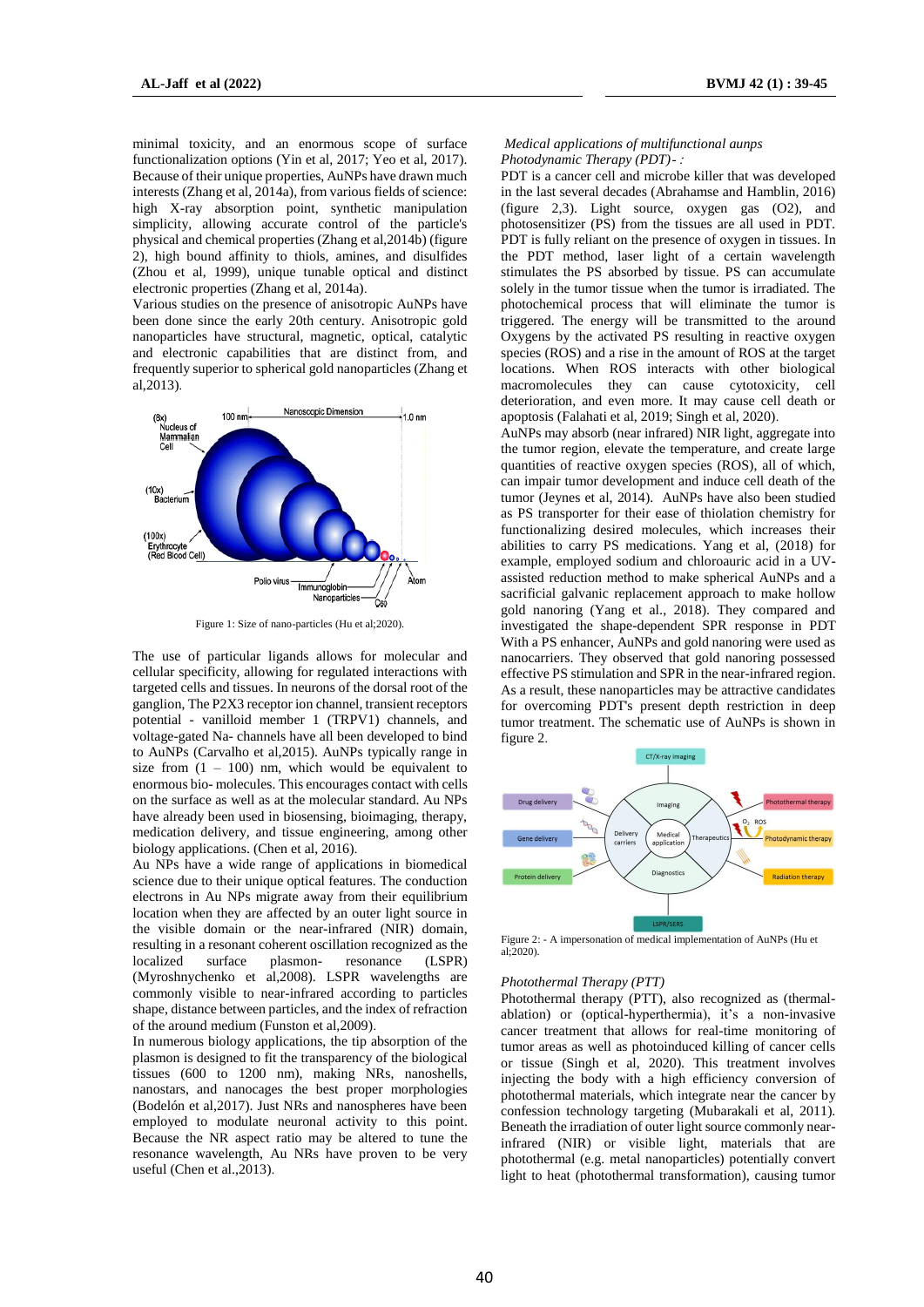minimal toxicity, and an enormous scope of surface functionalization options (Yin et al, 2017; Yeo et al, 2017). Because of their unique properties, AuNPs have drawn much interests (Zhang et al, 2014a), from various fields of science: high X-ray absorption point, synthetic manipulation simplicity, allowing accurate control of the particle's physical and chemical properties (Zhang et al,2014b) (figure 2), high bound affinity to thiols, amines, and disulfides (Zhou et al, 1999), unique tunable optical and distinct electronic properties (Zhang et al, 2014a).

Various studies on the presence of anisotropic AuNPs have been done since the early 20th century. Anisotropic gold nanoparticles have structural, magnetic, optical, catalytic and electronic capabilities that are distinct from, and frequently superior to spherical gold nanoparticles (Zhang et al,2013).

Figure 1: Size of nano-particles (Hu et al;2020).

The use of particular ligands allows for molecular and cellular specificity, allowing for regulated interactions with targeted cells and tissues. In neurons of the dorsal root of the ganglion, The P2X3 receptor ion channel, transient receptors potential - vanilloid member 1 (TRPV1) channels, and voltage-gated Na- channels have all been developed to bind to AuNPs (Carvalho et al,2015). AuNPs typically range in size from (1 – 100) nm, which would be equivalent to enormous bio- molecules. This encourages contact with cells on the surface as well as at the molecular standard. Au NPs have already been used in biosensing, bioimaging, therapy, medication delivery, and tissue engineering, among other biology applications. (Chen et al, 2016).

Au NPs have a wide range of applications in biomedical science due to their unique optical features. The conduction electrons in Au NPs migrate away from their equilibrium location when they are affected by an outer light source in the visible domain or the near-infrared (NIR) domain, resulting in a resonant coherent oscillation recognized as the localized surface plasmon- resonance (LSPR) (Myroshnychenko et al,2008). LSPR wavelengths are commonly visible to near-infrared according to particles shape, distance between particles, and the index of refraction of the around medium (Funston et al,2009).

In numerous biology applications, the tip absorption of the plasmon is designed to fit the transparency of the biological tissues (600 to 1200 nm), making NRs, nanoshells, nanostars, and nanocages the best proper morphologies (Bodelón et al,2017). Just NRs and nanospheres have been employed to modulate neuronal activity to this point. Because the NR aspect ratio may be altered to tune the resonance wavelength, Au NRs have proven to be very useful (Chen et al.,2013).

*Medical applications of multifunctional aunps*

*Photodynamic Therapy (PDT)- :*

PDT is a cancer cell and microbe killer that was developed in the last several decades (Abrahamse and Hamblin, 2016) (figure 2,3). Light source, oxygen gas (O2), and photosensitizer (PS) from the tissues are all used in PDT. PDT is fully reliant on the presence of oxygen in tissues. In the PDT method, laser light of a certain wavelength stimulates the PS absorbed by tissue. PS can accumulate solely in the tumor tissue when the tumor is irradiated. The photochemical process that will eliminate the tumor is triggered. The energy will be transmitted to the around Oxygens by the activated PS resulting in reactive oxygen species (ROS) and a rise in the amount of ROS at the target locations. When ROS interacts with other biological macromolecules they can cause cytotoxicity, cell deterioration, and even more. It may cause cell death or apoptosis (Falahati et al, 2019; Singh et al, 2020).

AuNPs may absorb (near infrared) NIR light, aggregate into the tumor region, elevate the temperature, and create large quantities of reactive oxygen species (ROS), all of which, can impair tumor development and induce cell death of the tumor (Jeynes et al, 2014). AuNPs have also been studied as PS transporter for their ease of thiolation chemistry for functionalizing desired molecules, which increases their abilities to carry PS medications. Yang et al, (2018) for example, employed sodium and chloroauric acid in a UV-assisted reduction method to make spherical AuNPs and a sacrificial galvanic replacement approach to make hollow gold nanoring (Yang et al., 2018). They compared and investigated the shape-dependent SPR response in PDT With a PS enhancer, AuNPs and gold nanoring were used as nanocarriers. They observed that gold nanoring possessed effective PS stimulation and SPR in the near-infrared region. As a result, these nanoparticles may be attractive candidates for overcoming PDT's present depth restriction in deep tumor treatment. The schematic use of AuNPs is shown in figure 2.

Figure 2: - A impersonation of medical implementation of AuNPs (Hu et al;2020).

*Photothermal Therapy (PTT)*

Photothermal therapy (PTT), also recognized as (thermal-ablation) or (optical-hyperthermia), it's a non-invasive cancer treatment that allows for real-time monitoring of tumor areas as well as photoinduced killing of cancer cells or tissue (Singh et al, 2020). This treatment involves injecting the body with a high efficiency conversion of photothermal materials, which integrate near the cancer by confession technology targeting (Mubarakali et al, 2011). Beneath the irradiation of outer light source commonly near-infrared (NIR) or visible light, materials that are photothermal (e.g. metal nanoparticles) potentially convert light to heat (photothermal transformation), causing tumor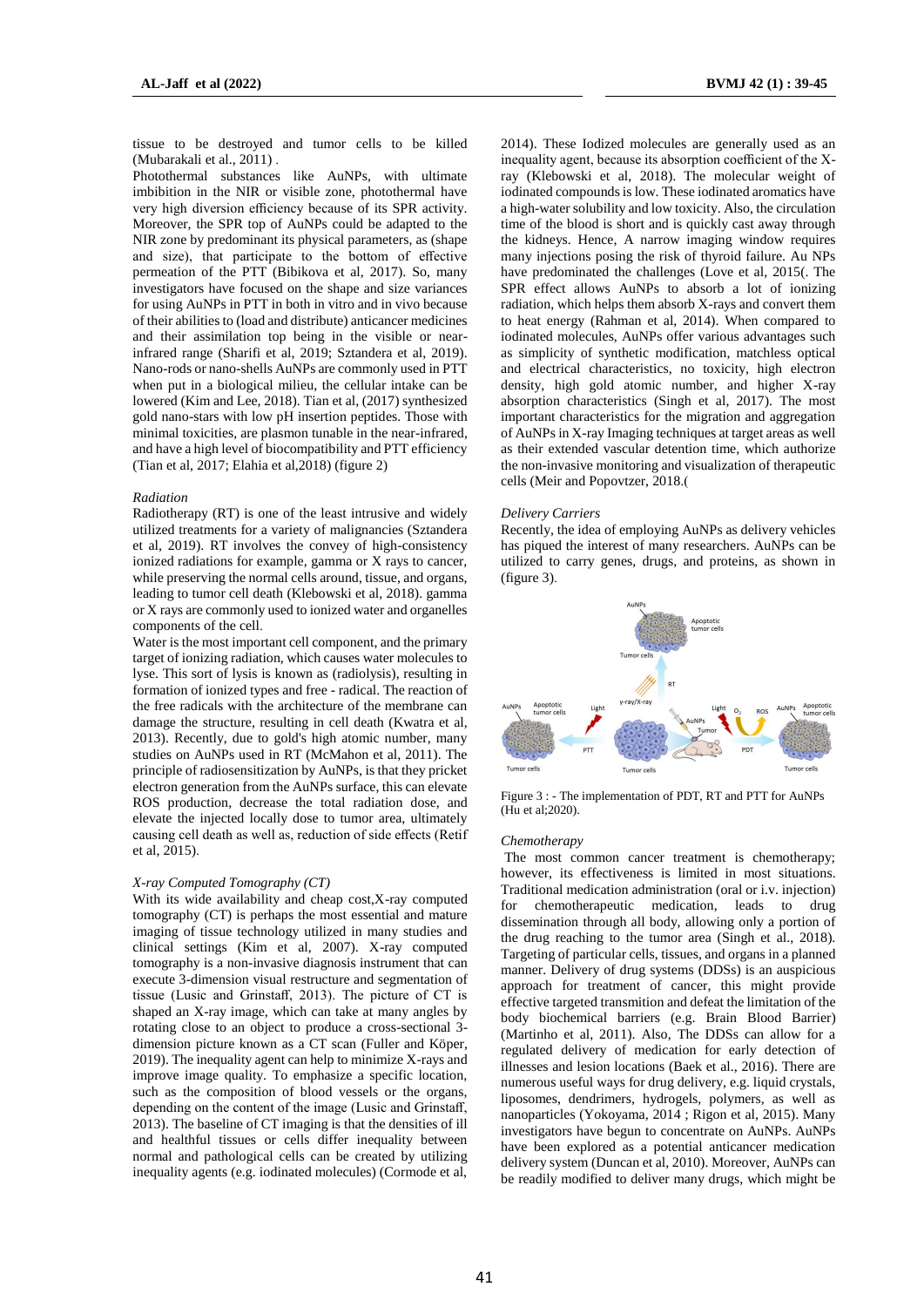tissue to be destroyed and tumor cells to be killed (Mubarakali et al., 2011) .

Photothermal substances like AuNPs, with ultimate imbibition in the NIR or visible zone, photothermal have very high diversion efficiency because of its SPR activity. Moreover, the SPR top of AuNPs could be adapted to the NIR zone by predominant its physical parameters, as (shape and size), that participate to the bottom of effective permeation of the PTT (Bibikova et al, 2017). So, many investigators have focused on the shape and size variances for using AuNPs in PTT in both in vitro and in vivo because of their abilities to (load and distribute) anticancer medicines and their assimilation top being in the visible or near-infrared range (Sharifi et al, 2019; Sztandera et al, 2019). Nano-rods or nano-shells AuNPs are commonly used in PTT when put in a biological milieu, the cellular intake can be lowered (Kim and Lee, 2018). Tian et al, (2017) synthesized gold nano-stars with low pH insertion peptides. Those with minimal toxicities, are plasmon tunable in the near-infrared, and have a high level of biocompatibility and PTT efficiency (Tian et al, 2017; Elahia et al,2018) (figure 2)

### *Radiation*

Radiotherapy (RT) is one of the least intrusive and widely utilized treatments for a variety of malignancies (Sztandera et al, 2019). RT involves the convey of high-consistency ionized radiations for example, gamma or X rays to cancer, while preserving the normal cells around, tissue, and organs, leading to tumor cell death (Klebowski et al, 2018). gamma or X rays are commonly used to ionized water and organelles components of the cell.

Water is the most important cell component, and the primary target of ionizing radiation, which causes water molecules to lyse. This sort of lysis is known as (radiolysis), resulting in formation of ionized types and free - radical. The reaction of the free radicals with the architecture of the membrane can damage the structure, resulting in cell death (Kwatra et al, 2013). Recently, due to gold's high atomic number, many studies on AuNPs used in RT (McMahon et al, 2011). The principle of radiosensitization by AuNPs, is that they pricket electron generation from the AuNPs surface, this can elevate ROS production, decrease the total radiation dose, and elevate the injected locally dose to tumor area, ultimately causing cell death as well as, reduction of side effects (Retif et al, 2015).

### *X-ray Computed Tomography (CT)*

With its wide availability and cheap cost,X-ray computed tomography (CT) is perhaps the most essential and mature imaging of tissue technology utilized in many studies and clinical settings (Kim et al, 2007). X-ray computed tomography is a non-invasive diagnosis instrument that can execute 3-dimension visual restructure and segmentation of tissue (Lusic and Grinstaff, 2013). The picture of CT is shaped an X-ray image, which can take at many angles by rotating close to an object to produce a cross-sectional 3-dimension picture known as a CT scan (Fuller and Köper, 2019). The inequality agent can help to minimize X-rays and improve image quality. To emphasize a specific location, such as the composition of blood vessels or the organs, depending on the content of the image (Lusic and Grinstaff, 2013). The baseline of CT imaging is that the densities of ill and healthful tissues or cells differ inequality between normal and pathological cells can be created by utilizing inequality agents (e.g. iodinated molecules) (Cormode et al, 2014). These Iodized molecules are generally used as an inequality agent, because its absorption coefficient of the X-ray (Klebowski et al, 2018). The molecular weight of iodinated compounds is low. These iodinated aromatics have a high-water solubility and low toxicity. Also, the circulation time of the blood is short and is quickly cast away through the kidneys. Hence, A narrow imaging window requires many injections posing the risk of thyroid failure. Au NPs have predominated the challenges (Love et al, 2015(. The SPR effect allows AuNPs to absorb a lot of ionizing radiation, which helps them absorb X-rays and convert them to heat energy (Rahman et al, 2014). When compared to iodinated molecules, AuNPs offer various advantages such as simplicity of synthetic modification, matchless optical and electrical characteristics, no toxicity, high electron density, high gold atomic number, and higher X-ray absorption characteristics (Singh et al, 2017). The most important characteristics for the migration and aggregation of AuNPs in X-ray Imaging techniques at target areas as well as their extended vascular detention time, which authorize the non-invasive monitoring and visualization of therapeutic cells (Meir and Popovtzer, 2018.(

### *Delivery Carriers*

Recently, the idea of employing AuNPs as delivery vehicles has piqued the interest of many researchers. AuNPs can be utilized to carry genes, drugs, and proteins, as shown in (figure 3).

Figure 3 : - The implementation of PDT, RT and PTT for AuNPs (Hu et al;2020).

### *Chemotherapy*

The most common cancer treatment is chemotherapy; however, its effectiveness is limited in most situations. Traditional medication administration (oral or i.v. injection) for chemotherapeutic medication, leads to drug dissemination through all body, allowing only a portion of the drug reaching to the tumor area (Singh et al., 2018). Targeting of particular cells, tissues, and organs in a planned manner. Delivery of drug systems (DDSs) is an auspicious approach for treatment of cancer, this might provide effective targeted transmition and defeat the limitation of the body biochemical barriers (e.g. Brain Blood Barrier) (Martinho et al, 2011). Also, The DDSs can allow for a regulated delivery of medication for early detection of illnesses and lesion locations (Baek et al., 2016). There are numerous useful ways for drug delivery, e.g. liquid crystals, liposomes, dendrimers, hydrogels, polymers, as well as nanoparticles (Yokoyama, 2014 ; Rigon et al, 2015). Many investigators have begun to concentrate on AuNPs. AuNPs have been explored as a potential anticancer medication delivery system (Duncan et al, 2010). Moreover, AuNPs can be readily modified to deliver many drugs, which might be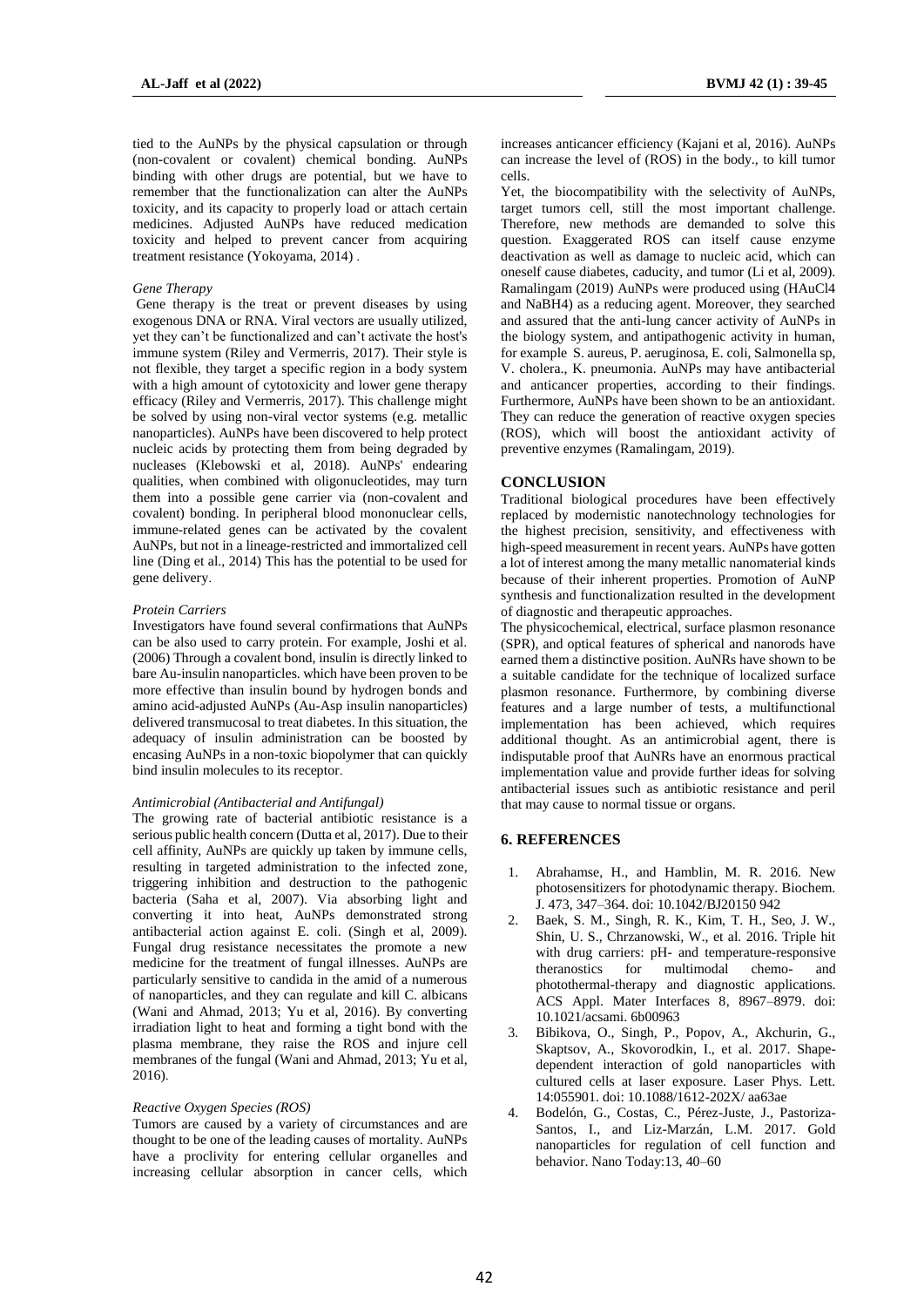tied to the AuNPs by the physical capsulation or through (non-covalent or covalent) chemical bonding. AuNPs binding with other drugs are potential, but we have to remember that the functionalization can alter the AuNPs toxicity, and its capacity to properly load or attach certain medicines. Adjusted AuNPs have reduced medication toxicity and helped to prevent cancer from acquiring treatment resistance (Yokoyama, 2014) .

*Gene Therapy*

Gene therapy is the treat or prevent diseases by using exogenous DNA or RNA. Viral vectors are usually utilized, yet they can't be functionalized and can't activate the host's immune system (Riley and Vermerris, 2017). Their style is not flexible, they target a specific region in a body system with a high amount of cytotoxicity and lower gene therapy efficacy (Riley and Vermerris, 2017). This challenge might be solved by using non-viral vector systems (e.g. metallic nanoparticles). AuNPs have been discovered to help protect nucleic acids by protecting them from being degraded by nucleases (Klebowski et al, 2018). AuNPs' endearing qualities, when combined with oligonucleotides, may turn them into a possible gene carrier via (non-covalent and covalent) bonding. In peripheral blood mononuclear cells, immune-related genes can be activated by the covalent AuNPs, but not in a lineage-restricted and immortalized cell line (Ding et al., 2014) This has the potential to be used for gene delivery.

*Protein Carriers*

Investigators have found several confirmations that AuNPs can be also used to carry protein. For example, Joshi et al. (2006) Through a covalent bond, insulin is directly linked to bare Au-insulin nanoparticles. which have been proven to be more effective than insulin bound by hydrogen bonds and amino acid-adjusted AuNPs (Au-Asp insulin nanoparticles) delivered transmucosal to treat diabetes. In this situation, the adequacy of insulin administration can be boosted by encasing AuNPs in a non-toxic biopolymer that can quickly bind insulin molecules to its receptor.

*Antimicrobial (Antibacterial and Antifungal)*

The growing rate of bacterial antibiotic resistance is a serious public health concern (Dutta et al, 2017). Due to their cell affinity, AuNPs are quickly up taken by immune cells, resulting in targeted administration to the infected zone, triggering inhibition and destruction to the pathogenic bacteria (Saha et al, 2007). Via absorbing light and converting it into heat, AuNPs demonstrated strong antibacterial action against E. coli. (Singh et al, 2009). Fungal drug resistance necessitates the promote a new medicine for the treatment of fungal illnesses. AuNPs are particularly sensitive to candida in the amid of a numerous of nanoparticles, and they can regulate and kill C. albicans (Wani and Ahmad, 2013; Yu et al, 2016). By converting irradiation light to heat and forming a tight bond with the plasma membrane, they raise the ROS and injure cell membranes of the fungal (Wani and Ahmad, 2013; Yu et al, 2016).

*Reactive Oxygen Species (ROS)*

Tumors are caused by a variety of circumstances and are thought to be one of the leading causes of mortality. AuNPs have a proclivity for entering cellular organelles and increasing cellular absorption in cancer cells, which increases anticancer efficiency (Kajani et al, 2016). AuNPs can increase the level of (ROS) in the body., to kill tumor cells.

Yet, the biocompatibility with the selectivity of AuNPs, target tumors cell, still the most important challenge. Therefore, new methods are demanded to solve this question. Exaggerated ROS can itself cause enzyme deactivation as well as damage to nucleic acid, which can oneself cause diabetes, caducity, and tumor (Li et al, 2009). Ramalingam (2019) AuNPs were produced using ($HAuCl_4$ and $NaBH_4$) as a reducing agent. Moreover, they searched and assured that the anti-lung cancer activity of AuNPs in the biology system, and antipathogenic activity in human, for example S. aureus, P. aeruginosa, E. coli, Salmonella sp, V. cholera., K. pneumonia. AuNPs may have antibacterial and anticancer properties, according to their findings. Furthermore, AuNPs have been shown to be an antioxidant. They can reduce the generation of reactive oxygen species (ROS), which will boost the antioxidant activity of preventive enzymes (Ramalingam, 2019).

## CONCLUSION

Traditional biological procedures have been effectively replaced by modernistic nanotechnology technologies for the highest precision, sensitivity, and effectiveness with high-speed measurement in recent years. AuNPs have gotten a lot of interest among the many metallic nanomaterial kinds because of their inherent properties. Promotion of AuNP synthesis and functionalization resulted in the development of diagnostic and therapeutic approaches.

The physicochemical, electrical, surface plasmon resonance (SPR), and optical features of spherical and nanorods have earned them a distinctive position. AuNRs have shown to be a suitable candidate for the technique of localized surface plasmon resonance. Furthermore, by combining diverse features and a large number of tests, a multifunctional implementation has been achieved, which requires additional thought. As an antimicrobial agent, there is indisputable proof that AuNRs have an enormous practical implementation value and provide further ideas for solving antibacterial issues such as antibiotic resistance and peril that may cause to normal tissue or organs.

## 6. REFERENCES

1. Abrahamse, H., and Hamblin, M. R. 2016. New photosensitizers for photodynamic therapy. Biochem. J. 473, 347–364. doi: 10.1042/BJ20150 942
2. Baek, S. M., Singh, R. K., Kim, T. H., Seo, J. W., Shin, U. S., Chrzanowski, W., et al. 2016. Triple hit with drug carriers: pH- and temperature-responsive theranostics for multimodal chemo- and photothermal-therapy and diagnostic applications. ACS Appl. Mater Interfaces 8, 8967–8979. doi: 10.1021/acsami. 6b00963
3. Bibikova, O., Singh, P., Popov, A., Akchurin, G., Skaptsov, A., Skovorodkin, I., et al. 2017. Shape-dependent interaction of gold nanoparticles with cultured cells at laser exposure. Laser Phys. Lett. 14:055901. doi: 10.1088/1612-202X/ aa63ae
4. Bodelón, G., Costas, C., Pérez-Juste, J., Pastoriza-Santos, I., and Liz-Marzán, L.M. 2017. Gold nanoparticles for regulation of cell function and behavior. Nano Today:13, 40–60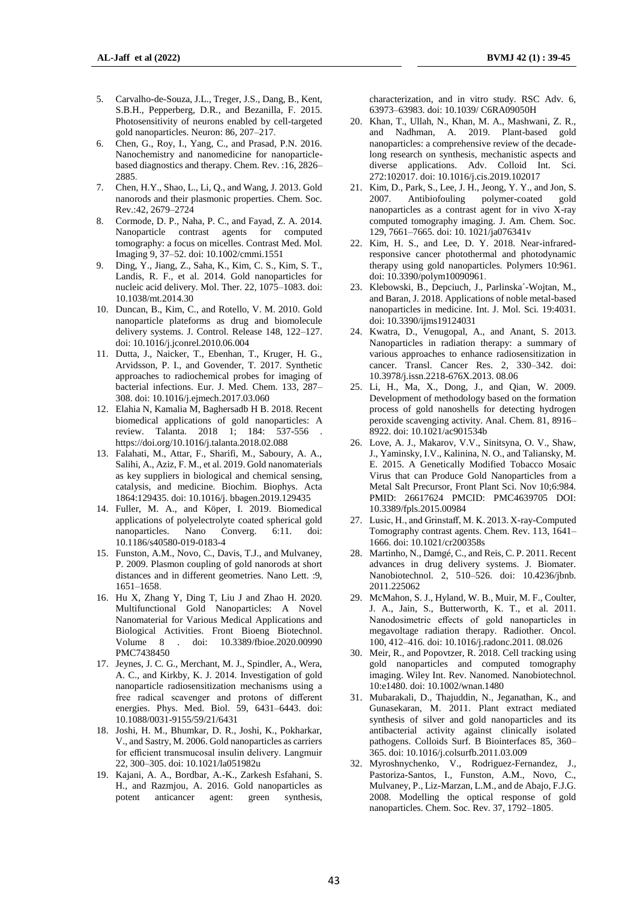5. Carvalho-de-Souza, J.L., Treger, J.S., Dang, B., Kent, S.B.H., Pepperberg, D.R., and Bezanilla, F. 2015. Photosensitivity of neurons enabled by cell-targeted gold nanoparticles. Neuron: 86, 207–217.
6. Chen, G., Roy, I., Yang, C., and Prasad, P.N. 2016. Nanochemistry and nanomedicine for nanoparticle-based diagnostics and therapy. Chem. Rev. :16, 2826–2885.
7. Chen, H.Y., Shao, L., Li, Q., and Wang, J. 2013. Gold nanorods and their plasmonic properties. Chem. Soc. Rev.:42, 2679–2724
8. Cormode, D. P., Naha, P. C., and Fayad, Z. A. 2014. Nanoparticle contrast agents for computed tomography: a focus on micelles. Contrast Med. Mol. Imaging 9, 37–52. doi: 10.1002/cmmi.1551
9. Ding, Y., Jiang, Z., Saha, K., Kim, C. S., Kim, S. T., Landis, R. F., et al. 2014. Gold nanoparticles for nucleic acid delivery. Mol. Ther. 22, 1075–1083. doi: 10.1038/mt.2014.30
10. Duncan, B., Kim, C., and Rotello, V. M. 2010. Gold nanoparticle plateforms as drug and biomolecule delivery systems. J. Control. Release 148, 122–127. doi: 10.1016/j.jconrel.2010.06.004
11. Dutta, J., Naicker, T., Ebenhan, T., Kruger, H. G., Arvidsson, P. I., and Govender, T. 2017. Synthetic approaches to radiochemical probes for imaging of bacterial infections. Eur. J. Med. Chem. 133, 287–308. doi: 10.1016/j.ejmech.2017.03.060
12. Elahia N, Kamalia M, Baghersadb H B. 2018. Recent biomedical applications of gold nanoparticles: A review. Talanta. 2018 1; 184: 537-556 . https://doi.org/10.1016/j.talanta.2018.02.088
13. Falahati, M., Attar, F., Sharifi, M., Saboury, A. A., Salihi, A., Aziz, F. M., et al. 2019. Gold nanomaterials as key suppliers in biological and chemical sensing, catalysis, and medicine. Biochim. Biophys. Acta 1864:129435. doi: 10.1016/j. bbagen.2019.129435
14. Fuller, M. A., and Köper, I. 2019. Biomedical applications of polyelectrolyte coated spherical gold nanoparticles. Nano Converg. 6:11. doi: 10.1186/s40580-019-0183-4
15. Funston, A.M., Novo, C., Davis, T.J., and Mulvaney, P. 2009. Plasmon coupling of gold nanorods at short distances and in different geometries. Nano Lett. :9, 1651–1658.
16. Hu X, Zhang Y, Ding T, Liu J and Zhao H. 2020. Multifunctional Gold Nanoparticles: A Novel Nanomaterial for Various Medical Applications and Biological Activities. Front Bioeng Biotechnol. Volume 8 . doi: 10.3389/fbioe.2020.00990 PMC7438450
17. Jeynes, J. C. G., Merchant, M. J., Spindler, A., Wera, A. C., and Kirkby, K. J. 2014. Investigation of gold nanoparticle radiosensitization mechanisms using a free radical scavenger and protons of different energies. Phys. Med. Biol. 59, 6431–6443. doi: 10.1088/0031-9155/59/21/6431
18. Joshi, H. M., Bhumkar, D. R., Joshi, K., Pokharkar, V., and Sastry, M. 2006. Gold nanoparticles as carriers for efficient transmucosal insulin delivery. Langmuir 22, 300–305. doi: 10.1021/la051982u
19. Kajani, A. A., Bordbar, A.-K., Zarkesh Esfahani, S. H., and Razmjou, A. 2016. Gold nanoparticles as potent anticancer agent: green synthesis, characterization, and in vitro study. RSC Adv. 6, 63973–63983. doi: 10.1039/ C6RA09050H
20. Khan, T., Ullah, N., Khan, M. A., Mashwani, Z. R., and Nadhman, A. 2019. Plant-based gold nanoparticles: a comprehensive review of the decade-long research on synthesis, mechanistic aspects and diverse applications. Adv. Colloid Int. Sci. 272:102017. doi: 10.1016/j.cis.2019.102017
21. Kim, D., Park, S., Lee, J. H., Jeong, Y. Y., and Jon, S. 2007. Antibiofouling polymer-coated gold nanoparticles as a contrast agent for in vivo X-ray computed tomography imaging. J. Am. Chem. Soc. 129, 7661–7665. doi: 10. 1021/ja076341v
22. Kim, H. S., and Lee, D. Y. 2018. Near-infrared-responsive cancer photothermal and photodynamic therapy using gold nanoparticles. Polymers 10:961. doi: 10.3390/polym10090961.
23. Klebowski, B., Depciuch, J., Parlinska´-Wojtan, M., and Baran, J. 2018. Applications of noble metal-based nanoparticles in medicine. Int. J. Mol. Sci. 19:4031. doi: 10.3390/ijms19124031
24. Kwatra, D., Venugopal, A., and Anant, S. 2013. Nanoparticles in radiation therapy: a summary of various approaches to enhance radiosensitization in cancer. Transl. Cancer Res. 2, 330–342. doi: 10.3978/j.issn.2218-676X.2013. 08.06
25. Li, H., Ma, X., Dong, J., and Qian, W. 2009. Development of methodology based on the formation process of gold nanoshells for detecting hydrogen peroxide scavenging activity. Anal. Chem. 81, 8916–8922. doi: 10.1021/ac901534b
26. Love, A. J., Makarov, V.V., Sinitsyna, O. V., Shaw, J., Yaminsky, I.V., Kalinina, N. O., and Taliansky, M. E. 2015. A Genetically Modified Tobacco Mosaic Virus that can Produce Gold Nanoparticles from a Metal Salt Precursor, Front Plant Sci. Nov 10;6:984. PMID: 26617624 PMCID: PMC4639705 DOI: 10.3389/fpls.2015.00984
27. Lusic, H., and Grinstaff, M. K. 2013. X-ray-Computed Tomography contrast agents. Chem. Rev. 113, 1641–1666. doi: 10.1021/cr200358s
28. Martinho, N., Damgé, C., and Reis, C. P. 2011. Recent advances in drug delivery systems. J. Biomater. Nanobiotechnol. 2, 510–526. doi: 10.4236/jbnb. 2011.225062
29. McMahon, S. J., Hyland, W. B., Muir, M. F., Coulter, J. A., Jain, S., Butterworth, K. T., et al. 2011. Nanodosimetric effects of gold nanoparticles in megavoltage radiation therapy. Radiother. Oncol. 100, 412–416. doi: 10.1016/j.radonc.2011. 08.026
30. Meir, R., and Popovtzer, R. 2018. Cell tracking using gold nanoparticles and computed tomography imaging. Wiley Int. Rev. Nanomed. Nanobiotechnol. 10:e1480. doi: 10.1002/wnan.1480
31. Mubarakali, D., Thajuddin, N., Jeganathan, K., and Gunasekaran, M. 2011. Plant extract mediated synthesis of silver and gold nanoparticles and its antibacterial activity against clinically isolated pathogens. Colloids Surf. B Biointerfaces 85, 360–365. doi: 10.1016/j.colsurfb.2011.03.009
32. Myroshnychenko, V., Rodriguez-Fernandez, J., Pastoriza-Santos, I., Funston, A.M., Novo, C., Mulvaney, P., Liz-Marzan, L.M., and de Abajo, F.J.G. 2008. Modelling the optical response of gold nanoparticles. Chem. Soc. Rev. 37, 1792–1805.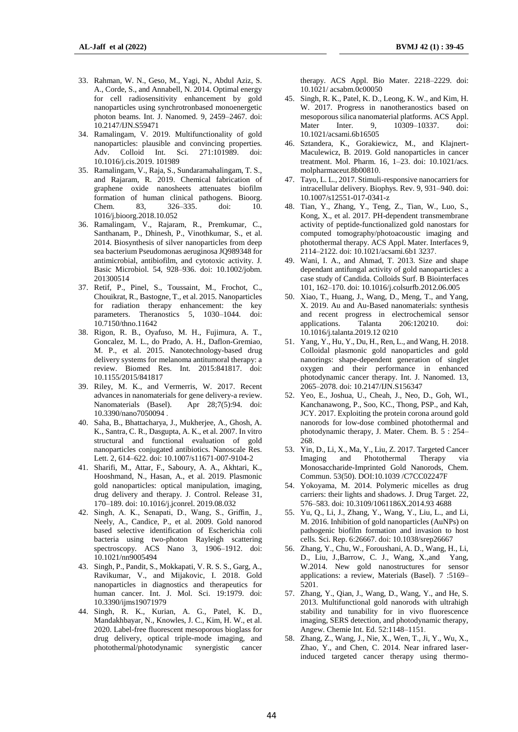33. Rahman, W. N., Geso, M., Yagi, N., Abdul Aziz, S. A., Corde, S., and Annabell, N. 2014. Optimal energy for cell radiosensitivity enhancement by gold nanoparticles using synchrotronbased monoenergetic photon beams. Int. J. Nanomed. 9, 2459–2467. doi: 10.2147/IJN.S59471
34. Ramalingam, V. 2019. Multifunctionality of gold nanoparticles: plausible and convincing properties. Adv. Colloid Int. Sci. 271:101989. doi: 10.1016/j.cis.2019. 101989
35. Ramalingam, V., Raja, S., Sundaramahalingam, T. S., and Rajaram, R. 2019. Chemical fabrication of graphene oxide nanosheets attenuates biofilm formation of human clinical pathogens. Bioorg. Chem. 83, 326–335. doi: 10. 1016/j.bioorg.2018.10.052
36. Ramalingam, V., Rajaram, R., Premkumar, C., Santhanam, P., Dhinesh, P., Vinothkumar, S., et al. 2014. Biosynthesis of silver nanoparticles from deep sea bacterium Pseudomonas aeruginosa JQ989348 for antimicrobial, antibiofilm, and cytotoxic activity. J. Basic Microbiol. 54, 928–936. doi: 10.1002/jobm. 201300514
37. Retif, P., Pinel, S., Toussaint, M., Frochot, C., Chouikrat, R., Bastogne, T., et al. 2015. Nanoparticles for radiation therapy enhancement: the key parameters. Theranostics 5, 1030–1044. doi: 10.7150/thno.11642
38. Rigon, R. B., Oyafuso, M. H., Fujimura, A. T., Goncalez, M. L., do Prado, A. H., Daflon-Gremiao, M. P., et al. 2015. Nanotechnology-based drug delivery systems for melanoma antitumoral therapy: a review. Biomed Res. Int. 2015:841817. doi: 10.1155/2015/841817
39. Riley, M. K., and Vermerris, W. 2017. Recent advances in nanomaterials for gene delivery-a review. Nanomaterials (Basel). Apr 28;7(5):94. doi: 10.3390/nano7050094 .
40. Saha, B., Bhattacharya, J., Mukherjee, A., Ghosh, A. K., Santra, C. R., Dasgupta, A. K., et al. 2007. In vitro structural and functional evaluation of gold nanoparticles conjugated antibiotics. Nanoscale Res. Lett. 2, 614–622. doi: 10.1007/s11671-007-9104-2
41. Sharifi, M., Attar, F., Saboury, A. A., Akhtari, K., Hooshmand, N., Hasan, A., et al. 2019. Plasmonic gold nanoparticles: optical manipulation, imaging, drug delivery and therapy. J. Control. Release 31, 170–189. doi: 10.1016/j.jconrel. 2019.08.032
42. Singh, A. K., Senapati, D., Wang, S., Griffin, J., Neely, A., Candice, P., et al. 2009. Gold nanorod based selective identification of Escherichia coli bacteria using two-photon Rayleigh scattering spectroscopy. ACS Nano 3, 1906–1912. doi: 10.1021/nn9005494
43. Singh, P., Pandit, S., Mokkapati, V. R. S. S., Garg, A., Ravikumar, V., and Mijakovic, I. 2018. Gold nanoparticles in diagnostics and therapeutics for human cancer. Int. J. Mol. Sci. 19:1979. doi: 10.3390/ijms19071979
44. Singh, R. K., Kurian, A. G., Patel, K. D., Mandakhbayar, N., Knowles, J. C., Kim, H. W., et al. 2020. Label-free fluorescent mesoporous bioglass for drug delivery, optical triple-mode imaging, and photothermal/photodynamic synergistic cancer therapy. ACS Appl. Bio Mater. 2218–2229. doi: 10.1021/ acsabm.0c00050
45. Singh, R. K., Patel, K. D., Leong, K. W., and Kim, H. W. 2017. Progress in nanotheranostics based on mesoporous silica nanomaterial platforms. ACS Appl. Mater Inter. 9, 10309–10337. doi: 10.1021/acsami.6b16505
46. Sztandera, K., Gorakiewicz, M., and Klajnert-Maculewicz, B. 2019. Gold nanoparticles in cancer treatment. Mol. Pharm. 16, 1–23. doi: 10.1021/acs. molpharmaceut.8b00810.
47. Tayo, L. L., 2017. Stimuli-responsive nanocarriers for intracellular delivery. Biophys. Rev. 9, 931–940. doi: 10.1007/s12551-017-0341-z
48. Tian, Y., Zhang, Y., Teng, Z., Tian, W., Luo, S., Kong, X., et al. 2017. PH-dependent transmembrane activity of peptide-functionalized gold nanostars for computed tomography/photoacoustic imaging and photothermal therapy. ACS Appl. Mater. Interfaces 9, 2114–2122. doi: 10.1021/acsami.6b1 3237.
49. Wani, I. A., and Ahmad, T. 2013. Size and shape dependant antifungal activity of gold nanoparticles: a case study of Candida. Colloids Surf. B Biointerfaces 101, 162–170. doi: 10.1016/j.colsurfb.2012.06.005
50. Xiao, T., Huang, J., Wang, D., Meng, T., and Yang, X. 2019. Au and Au-Based nanomaterials: synthesis and recent progress in electrochemical sensor applications. Talanta 206:120210. doi: 10.1016/j.talanta.2019.12 0210
51. Yang, Y., Hu, Y., Du, H., Ren, L., and Wang, H. 2018. Colloidal plasmonic gold nanoparticles and gold nanorings: shape-dependent generation of singlet oxygen and their performance in enhanced photodynamic cancer therapy. Int. J. Nanomed. 13, 2065–2078. doi: 10.2147/IJN.S156347
52. Yeo, E., Joshua, U., Cheah, J., Neo, D., Goh, WI., Kanchanawong, P., Soo, KC., Thong, PSP., and Kah, JCY. 2017. Exploiting the protein corona around gold nanorods for low-dose combined photothermal and photodynamic therapy, J. Mater. Chem. B. 5 : 254–268.
53. Yin, D., Li, X., Ma, Y., Liu, Z. 2017. Targeted Cancer Imaging and Photothermal Therapy via Monosaccharide-Imprinted Gold Nanorods, Chem. Commun. 53(50). DOI:10.1039 /C7CC02247F
54. Yokoyama, M. 2014. Polymeric micelles as drug carriers: their lights and shadows. J. Drug Target. 22, 576–583. doi: 10.3109/1061186X.2014.93 4688
55. Yu, Q., Li, J., Zhang, Y., Wang, Y., Liu, L., and Li, M. 2016. Inhibition of gold nanoparticles (AuNPs) on pathogenic biofilm formation and invasion to host cells. Sci. Rep. 6:26667. doi: 10.1038/srep26667
56. Zhang, Y., Chu, W., Foroushani, A. D., Wang, H., Li, D., Liu, J.,Barrow, C. J., Wang, X.,and Yang, W.2014. New gold nanostructures for sensor applications: a review, Materials (Basel). 7 :5169–5201.
57. Zhang, Y., Qian, J., Wang, D., Wang, Y., and He, S. 2013. Multifunctional gold nanorods with ultrahigh stability and tunability for in vivo fluorescence imaging, SERS detection, and photodynamic therapy, Angew. Chemie Int. Ed. 52:1148–1151.
58. Zhang, Z., Wang, J., Nie, X., Wen, T., Ji, Y., Wu, X., Zhao, Y., and Chen, C. 2014. Near infrared laser-induced targeted cancer therapy using thermo-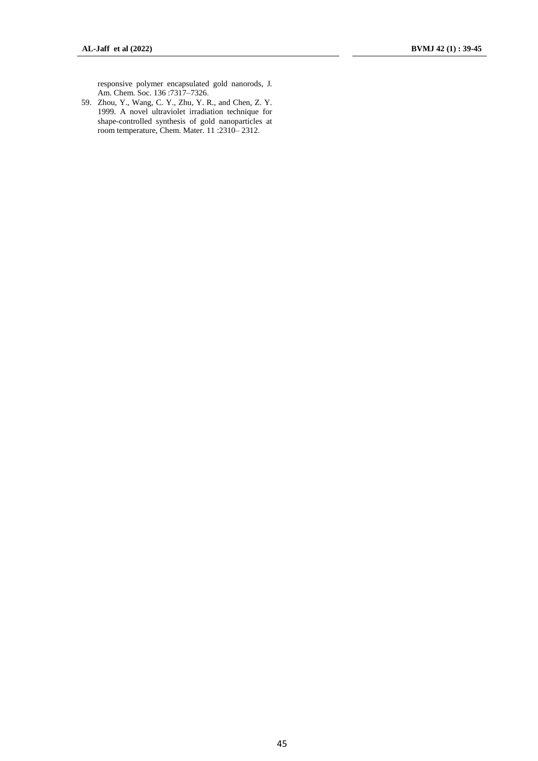responsive polymer encapsulated gold nanorods, J. Am. Chem. Soc. 136 :7317–7326.

59. Zhou, Y., Wang, C. Y., Zhu, Y. R., and Chen, Z. Y. 1999. A novel ultraviolet irradiation technique for shape-controlled synthesis of gold nanoparticles at room temperature, Chem. Mater. 11 :2310– 2312.